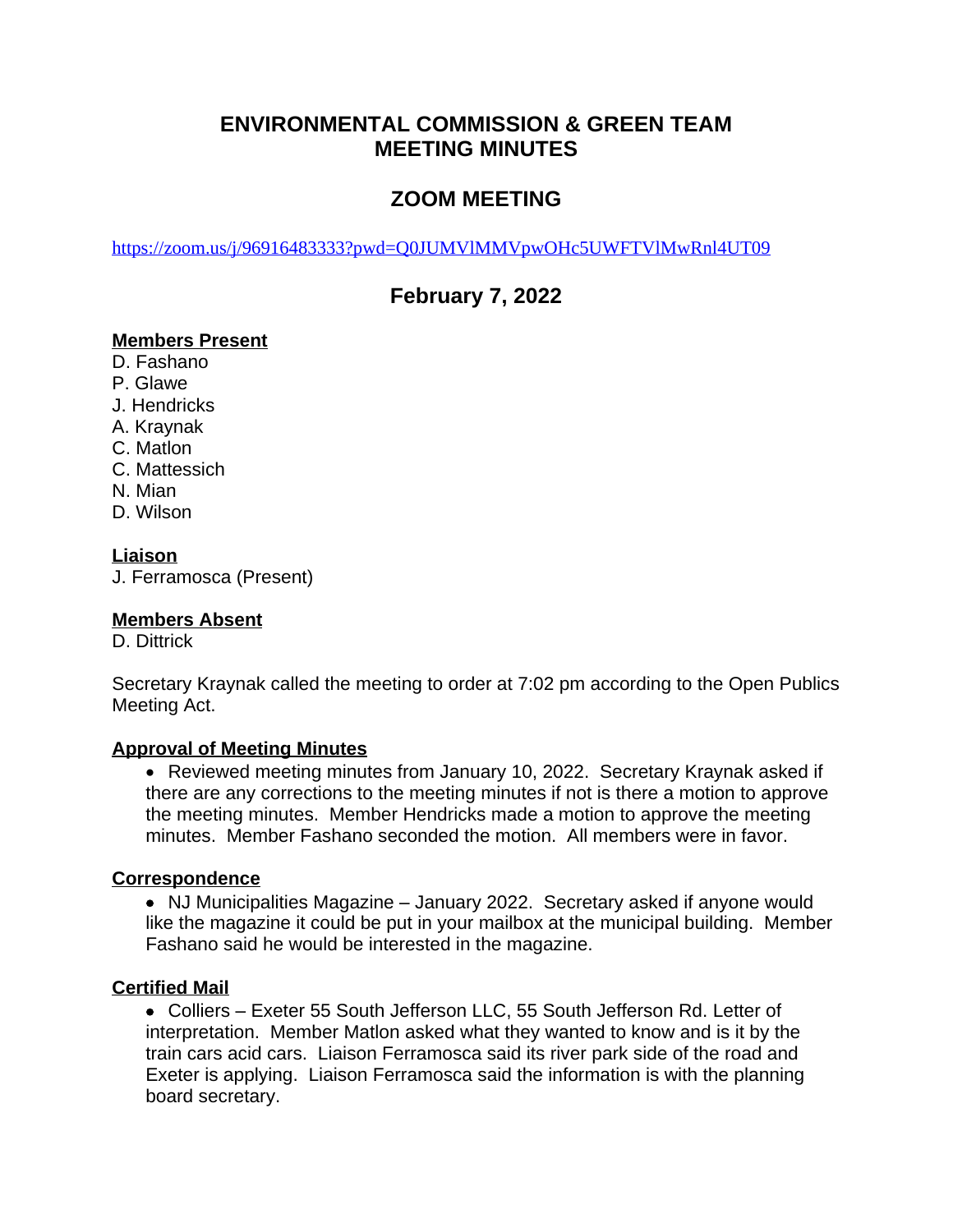# ENVIRONMENTAL COMMISSION & GREEN TEAM MEETING MINUTES

## ZOOM MEETING

https://zoom.us/j/96916483333?pwd=Q0JUMVlMMVpwOHc5UWFTVlMwRnl4UT09

## February 7, 2022

**Members Present**

D. Fashano
P. Glawe
J. Hendricks
A. Kraynak
C. Matlon
C. Mattessich
N. Mian
D. Wilson

**Liaison**

J. Ferramosca (Present)

**Members Absent**

D. Dittrick

Secretary Kraynak called the meeting to order at 7:02 pm according to the Open Publics Meeting Act.

**Approval of Meeting Minutes**

- Reviewed meeting minutes from January 10, 2022. Secretary Kraynak asked if there are any corrections to the meeting minutes if not is there a motion to approve the meeting minutes. Member Hendricks made a motion to approve the meeting minutes. Member Fashano seconded the motion. All members were in favor.

**Correspondence**

- NJ Municipalities Magazine – January 2022. Secretary asked if anyone would like the magazine it could be put in your mailbox at the municipal building. Member Fashano said he would be interested in the magazine.

**Certified Mail**

- Colliers – Exeter 55 South Jefferson LLC, 55 South Jefferson Rd. Letter of interpretation. Member Matlon asked what they wanted to know and is it by the train cars acid cars. Liaison Ferramosca said its river park side of the road and Exeter is applying. Liaison Ferramosca said the information is with the planning board secretary.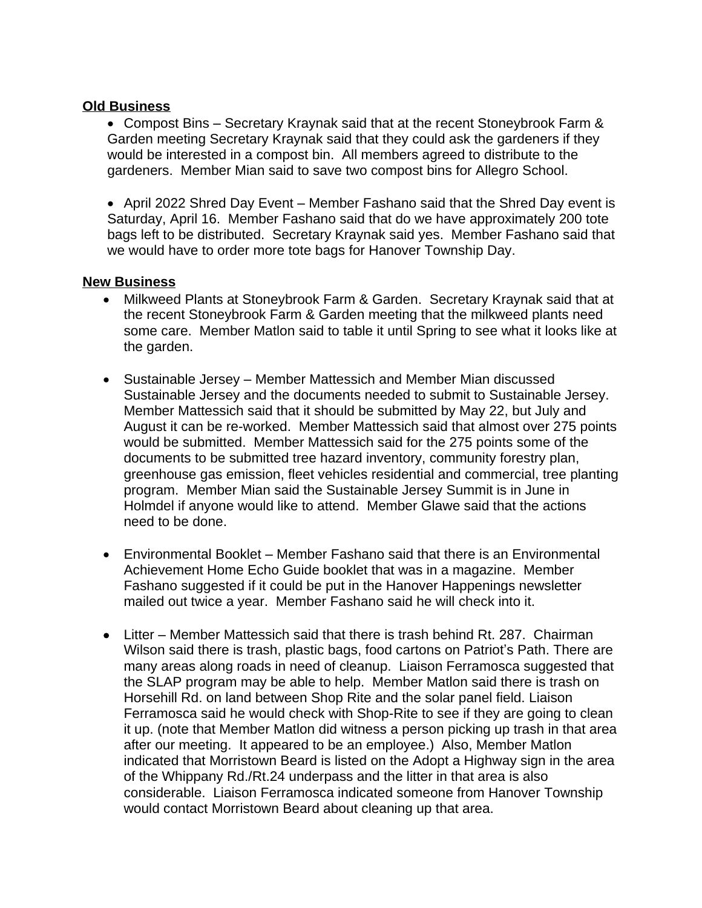## Old Business

- Compost Bins – Secretary Kraynak said that at the recent Stoneybrook Farm & Garden meeting Secretary Kraynak said that they could ask the gardeners if they would be interested in a compost bin. All members agreed to distribute to the gardeners. Member Mian said to save two compost bins for Allegro School.

- April 2022 Shred Day Event – Member Fashano said that the Shred Day event is Saturday, April 16. Member Fashano said that do we have approximately 200 tote bags left to be distributed. Secretary Kraynak said yes. Member Fashano said that we would have to order more tote bags for Hanover Township Day.

## New Business

- Milkweed Plants at Stoneybrook Farm & Garden. Secretary Kraynak said that at the recent Stoneybrook Farm & Garden meeting that the milkweed plants need some care. Member Matlon said to table it until Spring to see what it looks like at the garden.

- Sustainable Jersey – Member Mattessich and Member Mian discussed Sustainable Jersey and the documents needed to submit to Sustainable Jersey. Member Mattessich said that it should be submitted by May 22, but July and August it can be re-worked. Member Mattessich said that almost over 275 points would be submitted. Member Mattessich said for the 275 points some of the documents to be submitted tree hazard inventory, community forestry plan, greenhouse gas emission, fleet vehicles residential and commercial, tree planting program. Member Mian said the Sustainable Jersey Summit is in June in Holmdel if anyone would like to attend. Member Glawe said that the actions need to be done.

- Environmental Booklet – Member Fashano said that there is an Environmental Achievement Home Echo Guide booklet that was in a magazine. Member Fashano suggested if it could be put in the Hanover Happenings newsletter mailed out twice a year. Member Fashano said he will check into it.

- Litter – Member Mattessich said that there is trash behind Rt. 287. Chairman Wilson said there is trash, plastic bags, food cartons on Patriot's Path. There are many areas along roads in need of cleanup. Liaison Ferramosca suggested that the SLAP program may be able to help. Member Matlon said there is trash on Horsehill Rd. on land between Shop Rite and the solar panel field. Liaison Ferramosca said he would check with Shop-Rite to see if they are going to clean it up. (note that Member Matlon did witness a person picking up trash in that area after our meeting. It appeared to be an employee.) Also, Member Matlon indicated that Morristown Beard is listed on the Adopt a Highway sign in the area of the Whippany Rd./Rt.24 underpass and the litter in that area is also considerable. Liaison Ferramosca indicated someone from Hanover Township would contact Morristown Beard about cleaning up that area.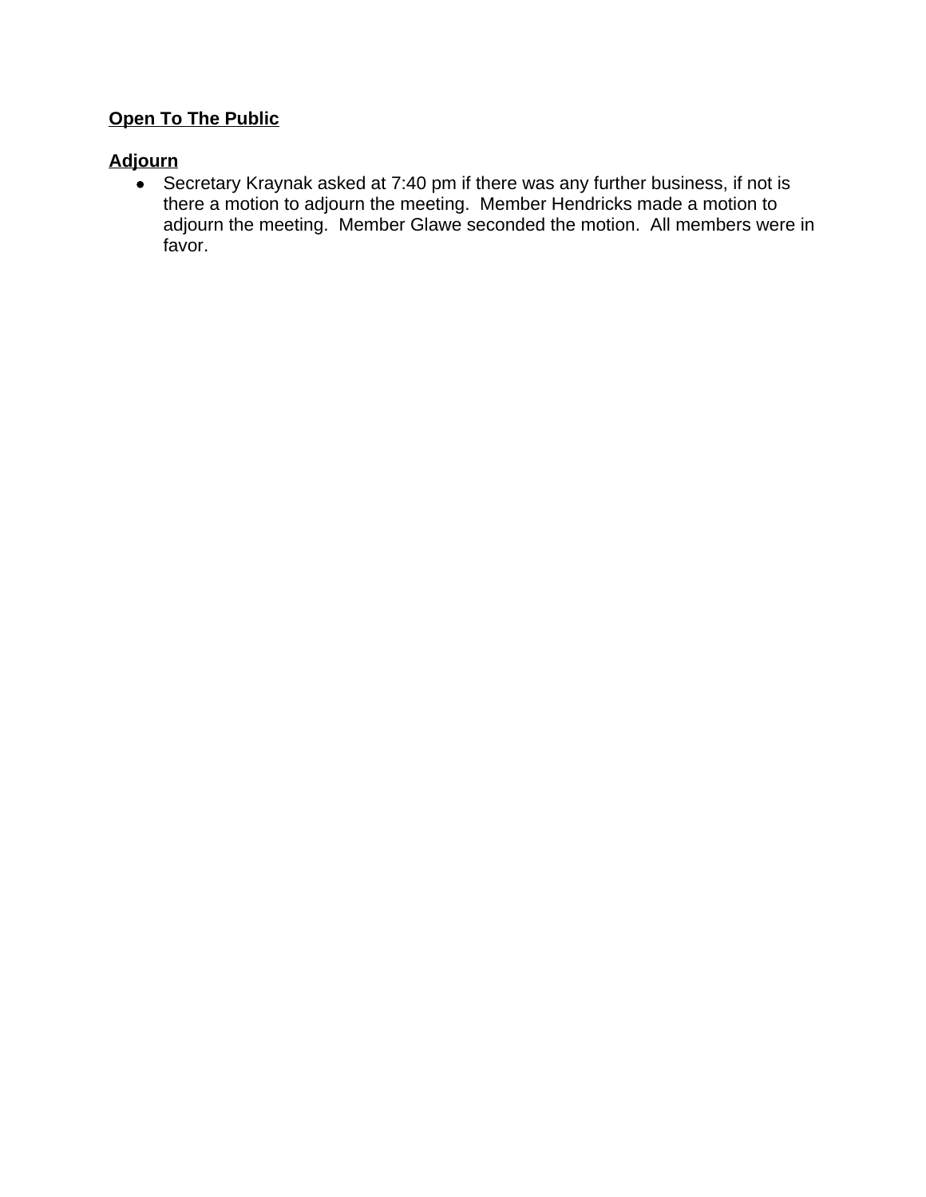**Open To The Public**

**Adjourn**

- Secretary Kraynak asked at 7:40 pm if there was any further business, if not is there a motion to adjourn the meeting. Member Hendricks made a motion to adjourn the meeting. Member Glawe seconded the motion. All members were in favor.